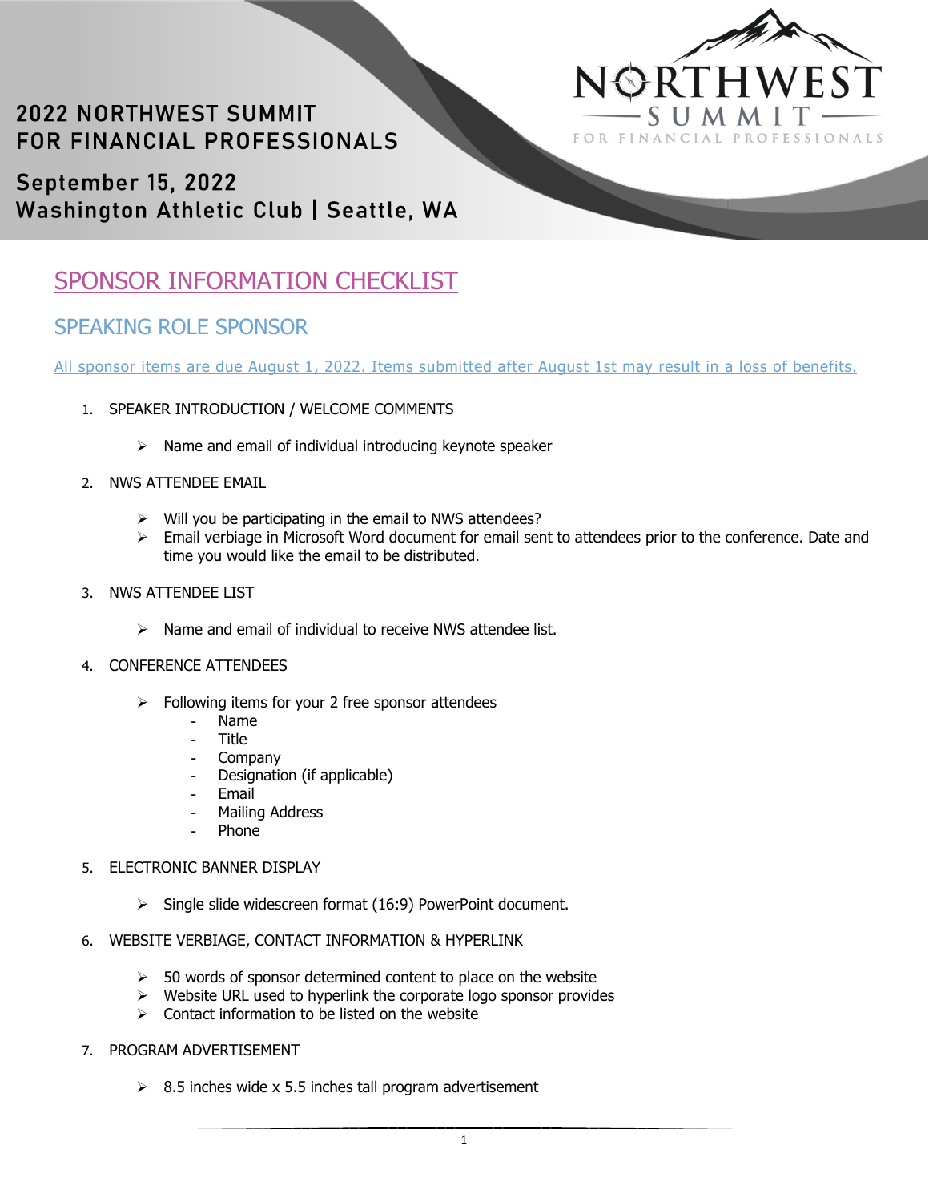2022 NORTHWEST SUMMIT
FOR FINANCIAL PROFESSIONALS

September 15, 2022
Washington Athletic Club | Seattle, WA

NORTHWEST SUMMIT FOR FINANCIAL PROFESSIONALS

# SPONSOR INFORMATION CHECKLIST

## SPEAKING ROLE SPONSOR

All sponsor items are due August 1, 2022. Items submitted after August 1st may result in a loss of benefits.

1. SPEAKER INTRODUCTION / WELCOME COMMENTS
   - Name and email of individual introducing keynote speaker
2. NWS ATTENDEE EMAIL
   - Will you be participating in the email to NWS attendees?
   - Email verbiage in Microsoft Word document for email sent to attendees prior to the conference. Date and time you would like the email to be distributed.
3. NWS ATTENDEE LIST
   - Name and email of individual to receive NWS attendee list.
4. CONFERENCE ATTENDEES
   - Following items for your 2 free sponsor attendees
     - Name
     - Title
     - Company
     - Designation (if applicable)
     - Email
     - Mailing Address
     - Phone
5. ELECTRONIC BANNER DISPLAY
   - Single slide widescreen format (16:9) PowerPoint document.
6. WEBSITE VERBIAGE, CONTACT INFORMATION & HYPERLINK
   - 50 words of sponsor determined content to place on the website
   - Website URL used to hyperlink the corporate logo sponsor provides
   - Contact information to be listed on the website
7. PROGRAM ADVERTISEMENT
   - 8.5 inches wide x 5.5 inches tall program advertisement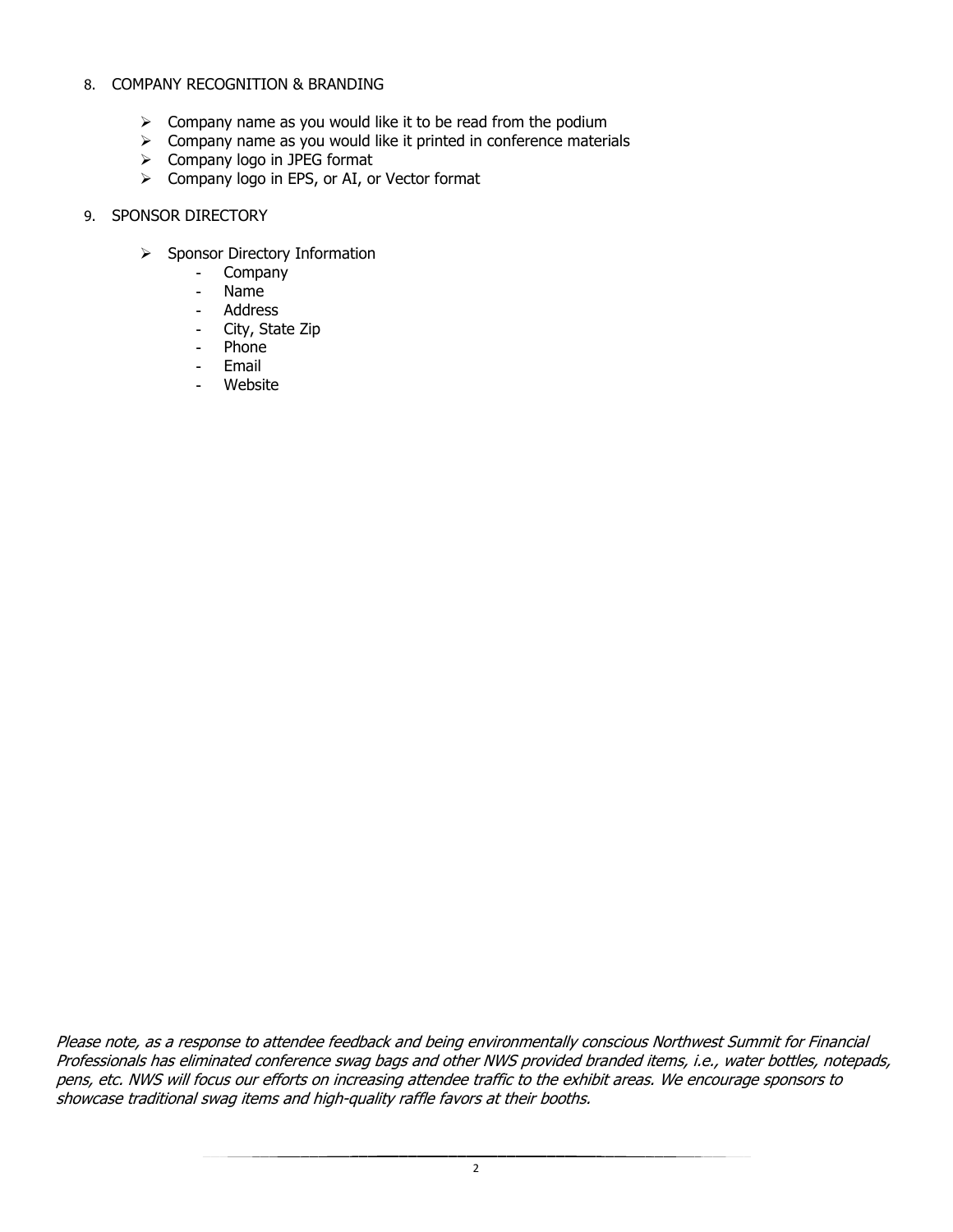8. COMPANY RECOGNITION & BRANDING

   - Company name as you would like it to be read from the podium
   - Company name as you would like it printed in conference materials
   - Company logo in JPEG format
   - Company logo in EPS, or AI, or Vector format

9. SPONSOR DIRECTORY

   - Sponsor Directory Information
     - Company
     - Name
     - Address
     - City, State Zip
     - Phone
     - Email
     - Website

*Please note, as a response to attendee feedback and being environmentally conscious Northwest Summit for Financial Professionals has eliminated conference swag bags and other NWS provided branded items, i.e., water bottles, notepads, pens, etc. NWS will focus our efforts on increasing attendee traffic to the exhibit areas. We encourage sponsors to showcase traditional swag items and high-quality raffle favors at their booths.*